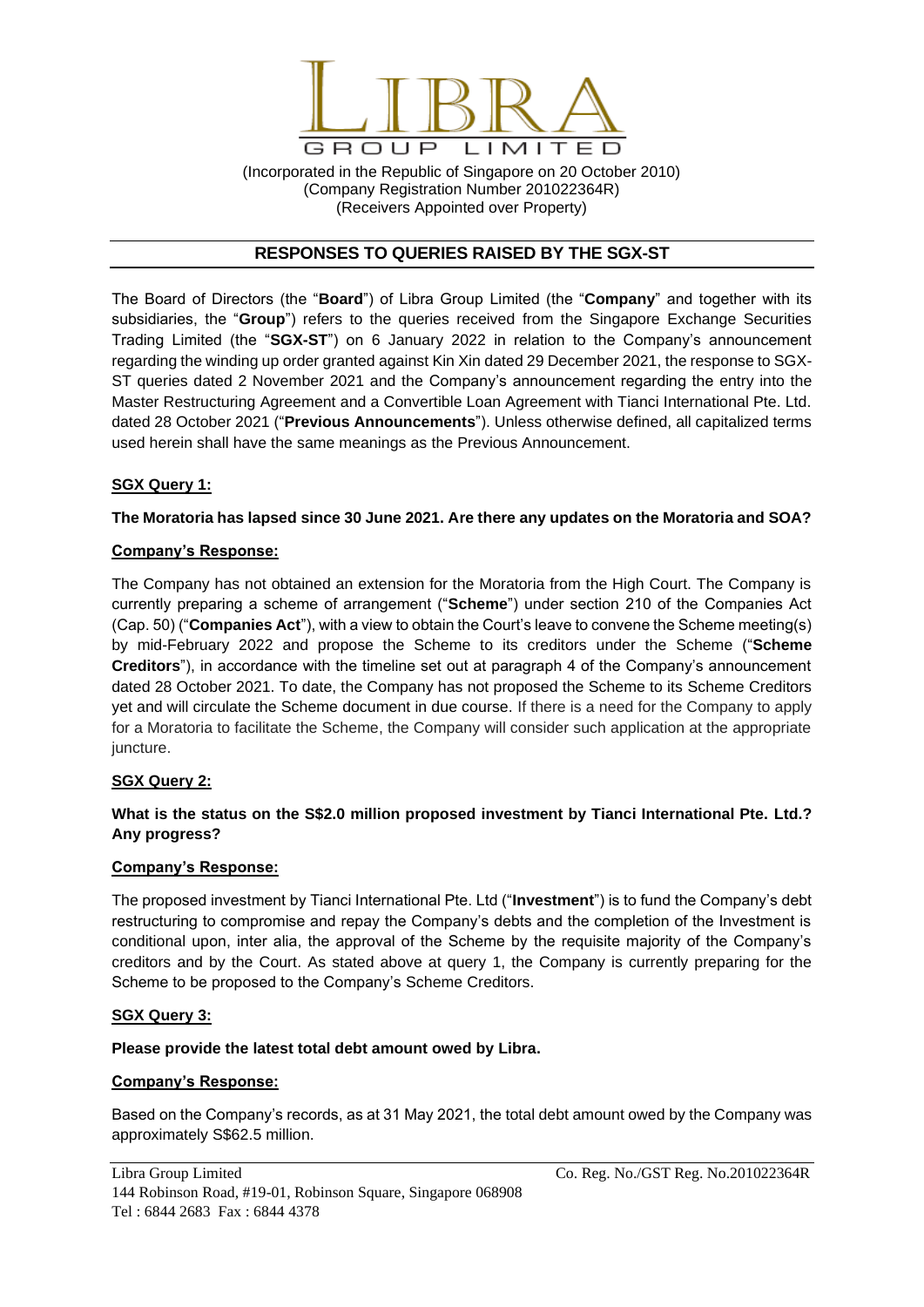# LIBRA GROUP LIMITED

(Incorporated in the Republic of Singapore on 20 October 2010)
(Company Registration Number 201022364R)
(Receivers Appointed over Property)

## RESPONSES TO QUERIES RAISED BY THE SGX-ST

The Board of Directors (the "**Board**") of Libra Group Limited (the "**Company**" and together with its subsidiaries, the "**Group**") refers to the queries received from the Singapore Exchange Securities Trading Limited (the "**SGX-ST**") on 6 January 2022 in relation to the Company's announcement regarding the winding up order granted against Kin Xin dated 29 December 2021, the response to SGX-ST queries dated 2 November 2021 and the Company's announcement regarding the entry into the Master Restructuring Agreement and a Convertible Loan Agreement with Tianci International Pte. Ltd. dated 28 October 2021 ("**Previous Announcements**"). Unless otherwise defined, all capitalized terms used herein shall have the same meanings as the Previous Announcement.

**SGX Query 1:**

**The Moratoria has lapsed since 30 June 2021. Are there any updates on the Moratoria and SOA?**

**Company's Response:**

The Company has not obtained an extension for the Moratoria from the High Court. The Company is currently preparing a scheme of arrangement ("**Scheme**") under section 210 of the Companies Act (Cap. 50) ("**Companies Act**"), with a view to obtain the Court's leave to convene the Scheme meeting(s) by mid-February 2022 and propose the Scheme to its creditors under the Scheme ("**Scheme Creditors**"), in accordance with the timeline set out at paragraph 4 of the Company's announcement dated 28 October 2021. To date, the Company has not proposed the Scheme to its Scheme Creditors yet and will circulate the Scheme document in due course. If there is a need for the Company to apply for a Moratoria to facilitate the Scheme, the Company will consider such application at the appropriate juncture.

**SGX Query 2:**

**What is the status on the S$2.0 million proposed investment by Tianci International Pte. Ltd.? Any progress?**

**Company's Response:**

The proposed investment by Tianci International Pte. Ltd ("**Investment**") is to fund the Company's debt restructuring to compromise and repay the Company's debts and the completion of the Investment is conditional upon, inter alia, the approval of the Scheme by the requisite majority of the Company's creditors and by the Court. As stated above at query 1, the Company is currently preparing for the Scheme to be proposed to the Company's Scheme Creditors.

**SGX Query 3:**

**Please provide the latest total debt amount owed by Libra.**

**Company's Response:**

Based on the Company's records, as at 31 May 2021, the total debt amount owed by the Company was approximately S$62.5 million.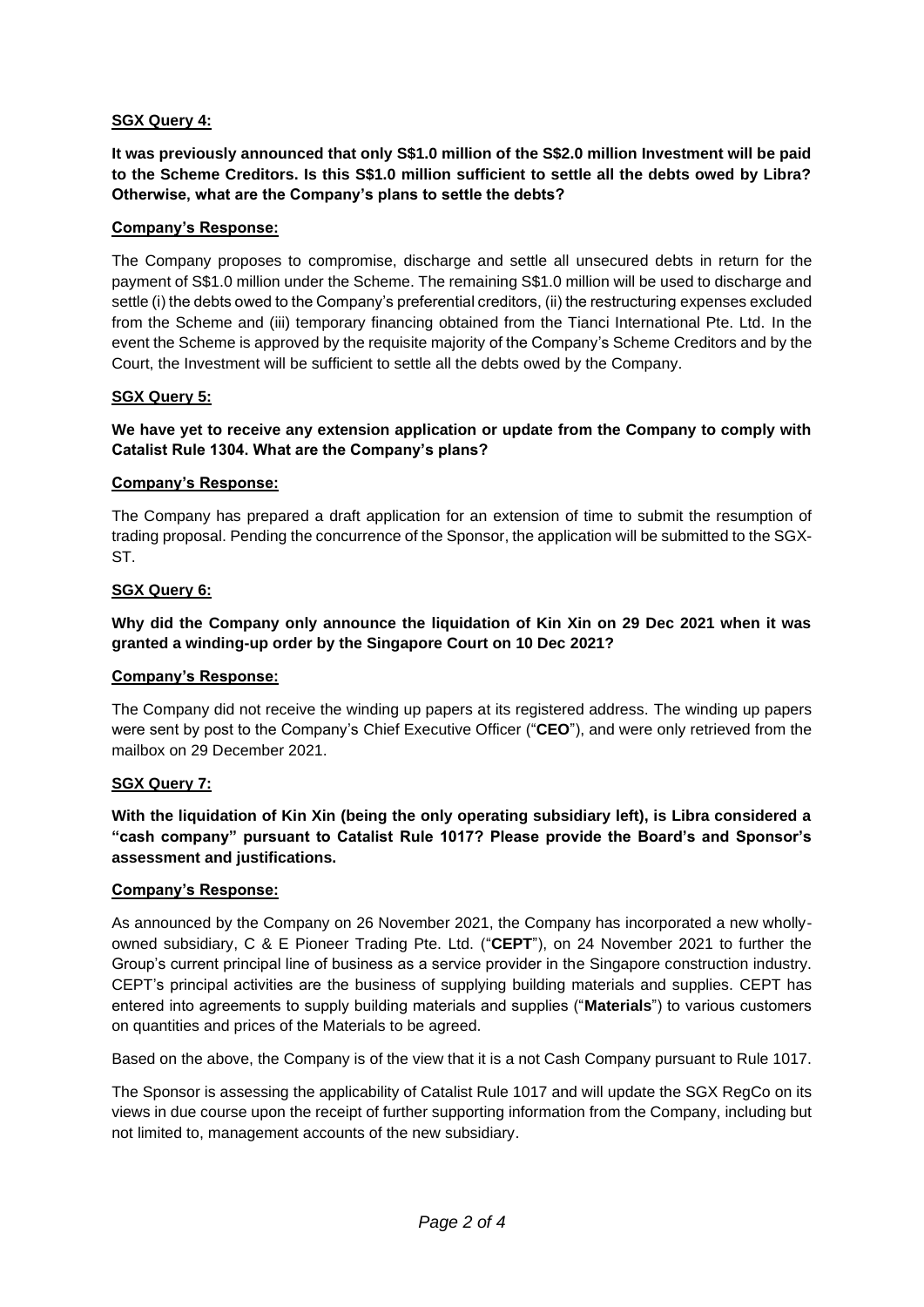**SGX Query 4:**

**It was previously announced that only S$1.0 million of the S$2.0 million Investment will be paid to the Scheme Creditors. Is this S$1.0 million sufficient to settle all the debts owed by Libra? Otherwise, what are the Company's plans to settle the debts?**

**Company's Response:**

The Company proposes to compromise, discharge and settle all unsecured debts in return for the payment of S$1.0 million under the Scheme. The remaining S$1.0 million will be used to discharge and settle (i) the debts owed to the Company's preferential creditors, (ii) the restructuring expenses excluded from the Scheme and (iii) temporary financing obtained from the Tianci International Pte. Ltd. In the event the Scheme is approved by the requisite majority of the Company's Scheme Creditors and by the Court, the Investment will be sufficient to settle all the debts owed by the Company.

**SGX Query 5:**

**We have yet to receive any extension application or update from the Company to comply with Catalist Rule 1304. What are the Company's plans?**

**Company's Response:**

The Company has prepared a draft application for an extension of time to submit the resumption of trading proposal. Pending the concurrence of the Sponsor, the application will be submitted to the SGX-ST.

**SGX Query 6:**

**Why did the Company only announce the liquidation of Kin Xin on 29 Dec 2021 when it was granted a winding-up order by the Singapore Court on 10 Dec 2021?**

**Company's Response:**

The Company did not receive the winding up papers at its registered address. The winding up papers were sent by post to the Company's Chief Executive Officer ("**CEO**"), and were only retrieved from the mailbox on 29 December 2021.

**SGX Query 7:**

**With the liquidation of Kin Xin (being the only operating subsidiary left), is Libra considered a "cash company" pursuant to Catalist Rule 1017? Please provide the Board's and Sponsor's assessment and justifications.**

**Company's Response:**

As announced by the Company on 26 November 2021, the Company has incorporated a new wholly-owned subsidiary, C & E Pioneer Trading Pte. Ltd. ("**CEPT**"), on 24 November 2021 to further the Group's current principal line of business as a service provider in the Singapore construction industry. CEPT's principal activities are the business of supplying building materials and supplies. CEPT has entered into agreements to supply building materials and supplies ("**Materials**") to various customers on quantities and prices of the Materials to be agreed.

Based on the above, the Company is of the view that it is a not Cash Company pursuant to Rule 1017.

The Sponsor is assessing the applicability of Catalist Rule 1017 and will update the SGX RegCo on its views in due course upon the receipt of further supporting information from the Company, including but not limited to, management accounts of the new subsidiary.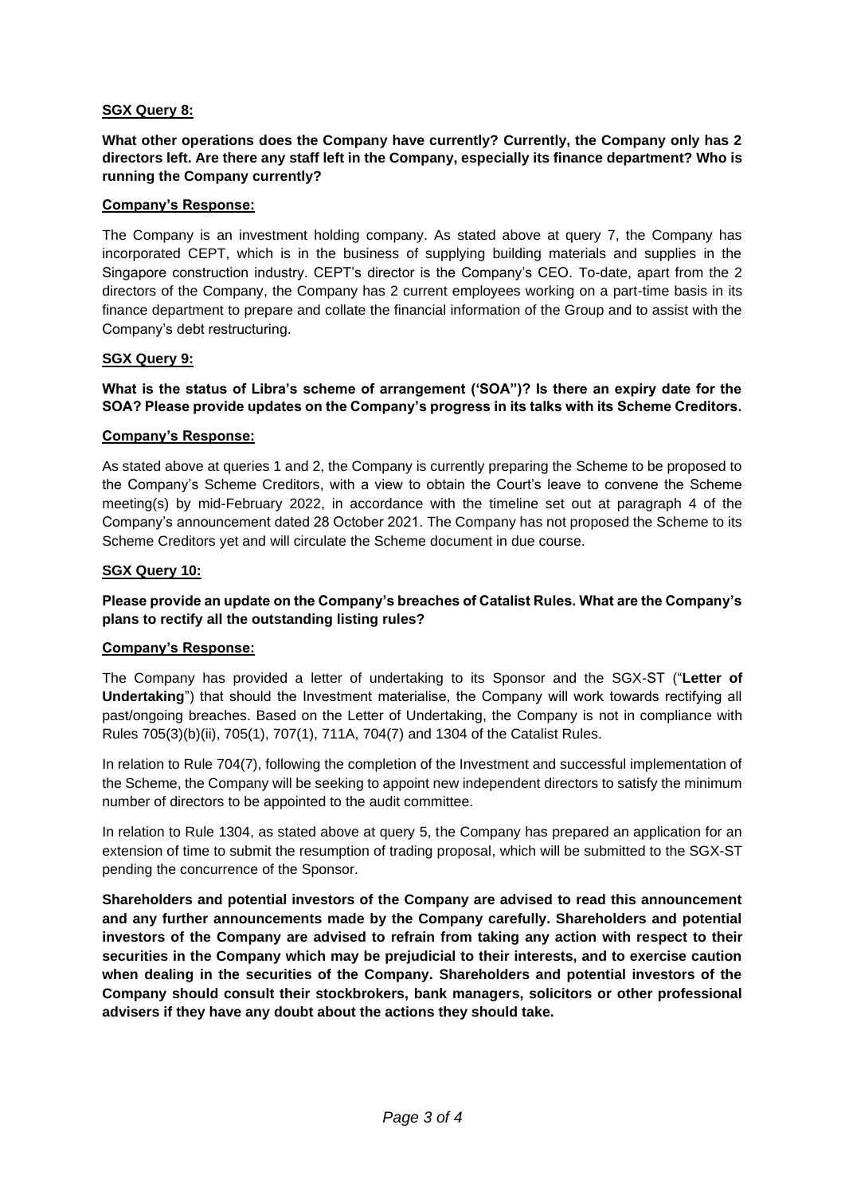**SGX Query 8:**

**What other operations does the Company have currently? Currently, the Company only has 2 directors left. Are there any staff left in the Company, especially its finance department? Who is running the Company currently?**

**Company's Response:**

The Company is an investment holding company. As stated above at query 7, the Company has incorporated CEPT, which is in the business of supplying building materials and supplies in the Singapore construction industry. CEPT's director is the Company's CEO. To-date, apart from the 2 directors of the Company, the Company has 2 current employees working on a part-time basis in its finance department to prepare and collate the financial information of the Group and to assist with the Company's debt restructuring.

**SGX Query 9:**

**What is the status of Libra's scheme of arrangement ('SOA")? Is there an expiry date for the SOA? Please provide updates on the Company's progress in its talks with its Scheme Creditors.**

**Company's Response:**

As stated above at queries 1 and 2, the Company is currently preparing the Scheme to be proposed to the Company's Scheme Creditors, with a view to obtain the Court's leave to convene the Scheme meeting(s) by mid-February 2022, in accordance with the timeline set out at paragraph 4 of the Company's announcement dated 28 October 2021. The Company has not proposed the Scheme to its Scheme Creditors yet and will circulate the Scheme document in due course.

**SGX Query 10:**

**Please provide an update on the Company's breaches of Catalist Rules. What are the Company's plans to rectify all the outstanding listing rules?**

**Company's Response:**

The Company has provided a letter of undertaking to its Sponsor and the SGX-ST ("**Letter of Undertaking**") that should the Investment materialise, the Company will work towards rectifying all past/ongoing breaches. Based on the Letter of Undertaking, the Company is not in compliance with Rules 705(3)(b)(ii), 705(1), 707(1), 711A, 704(7) and 1304 of the Catalist Rules.

In relation to Rule 704(7), following the completion of the Investment and successful implementation of the Scheme, the Company will be seeking to appoint new independent directors to satisfy the minimum number of directors to be appointed to the audit committee.

In relation to Rule 1304, as stated above at query 5, the Company has prepared an application for an extension of time to submit the resumption of trading proposal, which will be submitted to the SGX-ST pending the concurrence of the Sponsor.

**Shareholders and potential investors of the Company are advised to read this announcement and any further announcements made by the Company carefully. Shareholders and potential investors of the Company are advised to refrain from taking any action with respect to their securities in the Company which may be prejudicial to their interests, and to exercise caution when dealing in the securities of the Company. Shareholders and potential investors of the Company should consult their stockbrokers, bank managers, solicitors or other professional advisers if they have any doubt about the actions they should take.**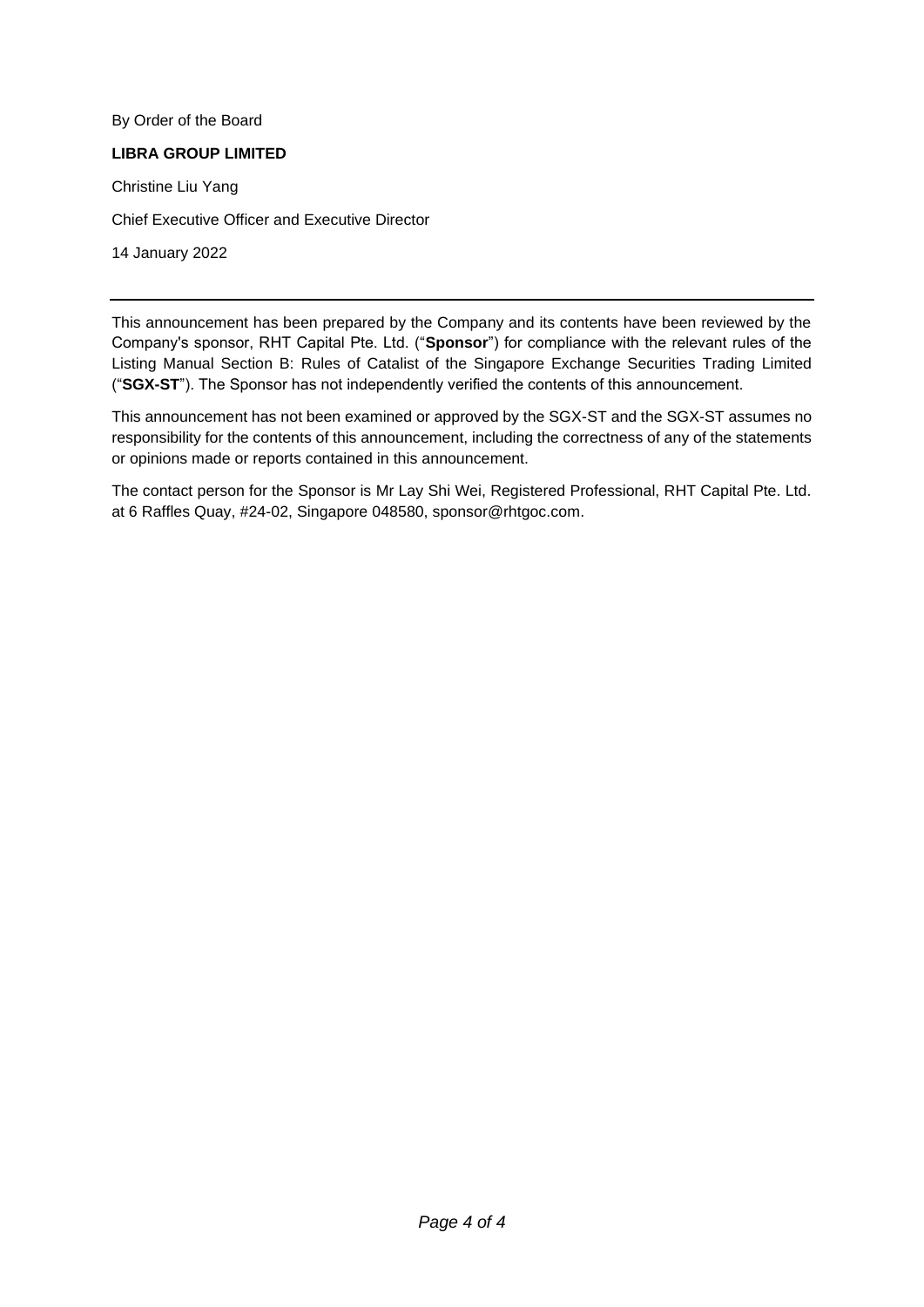By Order of the Board

**LIBRA GROUP LIMITED**

Christine Liu Yang

Chief Executive Officer and Executive Director

14 January 2022

---

This announcement has been prepared by the Company and its contents have been reviewed by the Company's sponsor, RHT Capital Pte. Ltd. ("**Sponsor**") for compliance with the relevant rules of the Listing Manual Section B: Rules of Catalist of the Singapore Exchange Securities Trading Limited ("**SGX-ST**"). The Sponsor has not independently verified the contents of this announcement.

This announcement has not been examined or approved by the SGX-ST and the SGX-ST assumes no responsibility for the contents of this announcement, including the correctness of any of the statements or opinions made or reports contained in this announcement.

The contact person for the Sponsor is Mr Lay Shi Wei, Registered Professional, RHT Capital Pte. Ltd. at 6 Raffles Quay, #24-02, Singapore 048580, sponsor@rhtgoc.com.